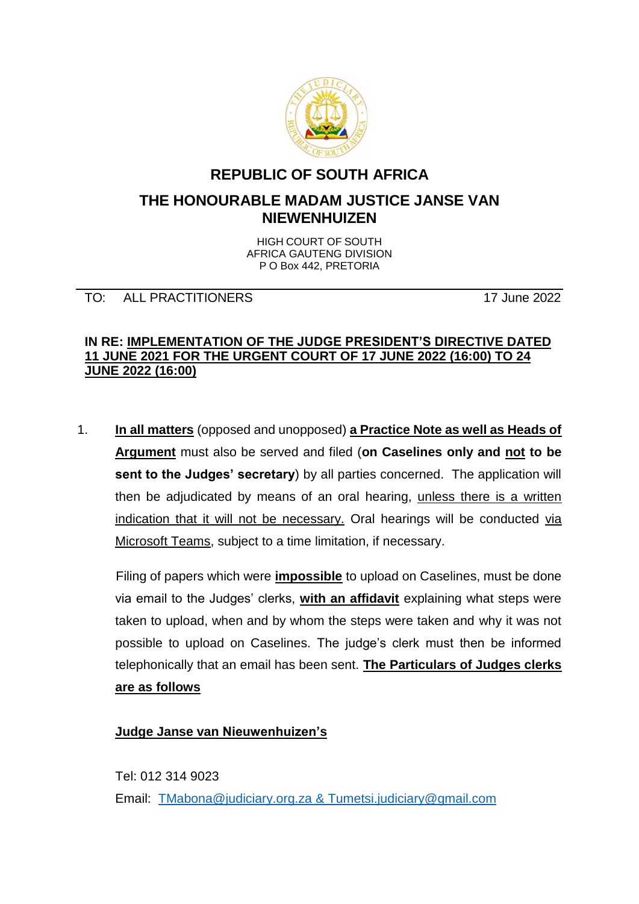# REPUBLIC OF SOUTH AFRICA

## THE HONOURABLE MADAM JUSTICE JANSE VAN NIEWENHUIZEN

HIGH COURT OF SOUTH AFRICA GAUTENG DIVISION
P O Box 442, PRETORIA

---

TO: ALL PRACTITIONERS 17 June 2022

**IN RE: IMPLEMENTATION OF THE JUDGE PRESIDENT'S DIRECTIVE DATED 11 JUNE 2021 FOR THE URGENT COURT OF 17 JUNE 2022 (16:00) TO 24 JUNE 2022 (16:00)**

1. **In all matters** (opposed and unopposed) **a Practice Note as well as Heads of Argument** must also be served and filed (**on Caselines only and not to be sent to the Judges' secretary**) by all parties concerned. The application will then be adjudicated by means of an oral hearing, unless there is a written indication that it will not be necessary. Oral hearings will be conducted via Microsoft Teams, subject to a time limitation, if necessary.

   Filing of papers which were **impossible** to upload on Caselines, must be done via email to the Judges' clerks, **with an affidavit** explaining what steps were taken to upload, when and by whom the steps were taken and why it was not possible to upload on Caselines. The judge's clerk must then be informed telephonically that an email has been sent. **The Particulars of Judges clerks are as follows**

   **Judge Janse van Nieuwenhuizen's**

   Tel: 012 314 9023

   Email: TMabona@judiciary.org.za & Tumetsi.judiciary@gmail.com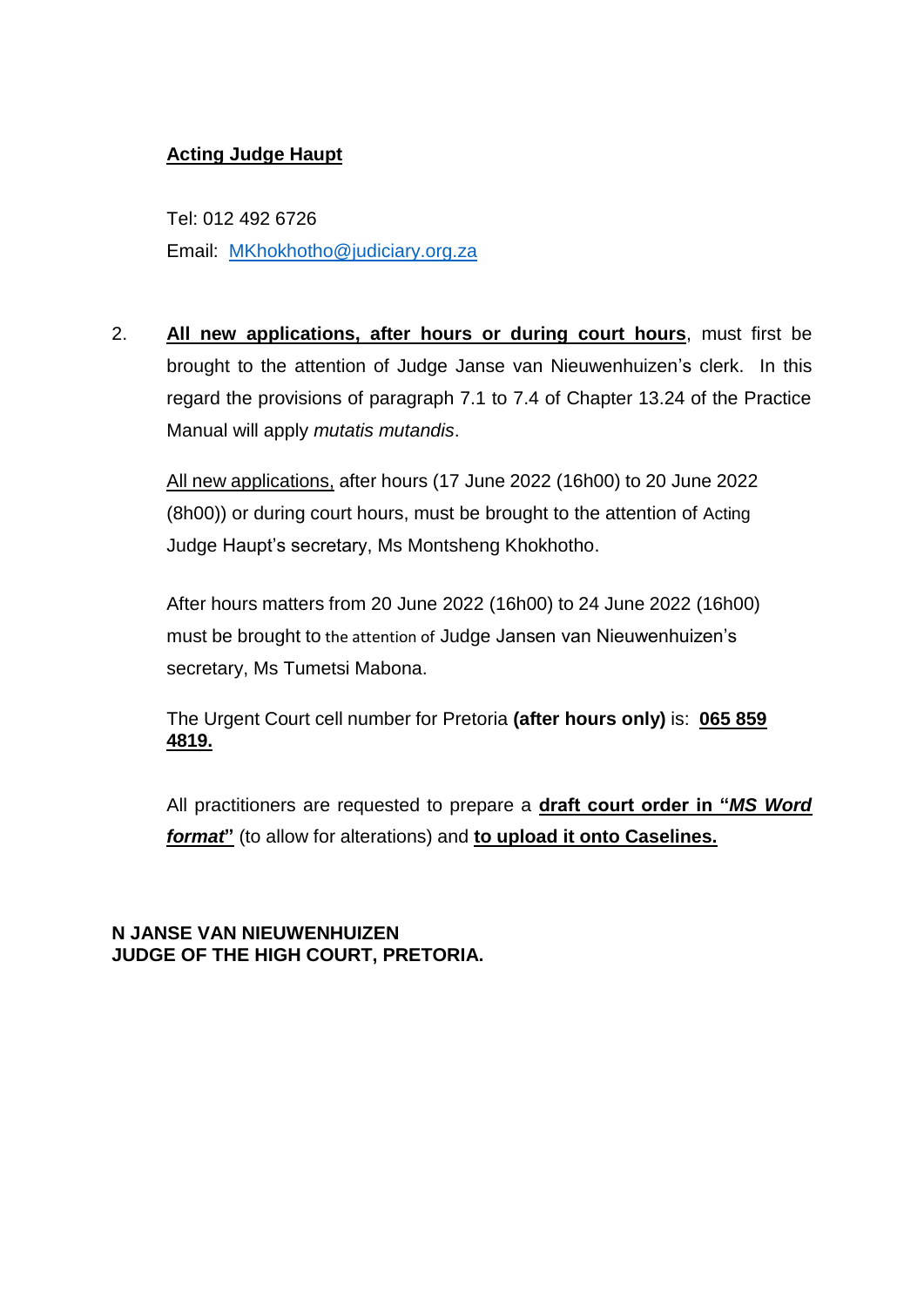**Acting Judge Haupt**

Tel: 012 492 6726
Email: MKhokhotho@judiciary.org.za

2. **All new applications, after hours or during court hours**, must first be brought to the attention of Judge Janse van Nieuwenhuizen's clerk. In this regard the provisions of paragraph 7.1 to 7.4 of Chapter 13.24 of the Practice Manual will apply *mutatis mutandis*.

   All new applications, after hours (17 June 2022 (16h00) to 20 June 2022 (8h00)) or during court hours, must be brought to the attention of Acting Judge Haupt's secretary, Ms Montsheng Khokhotho.

   After hours matters from 20 June 2022 (16h00) to 24 June 2022 (16h00) must be brought to the attention of Judge Jansen van Nieuwenhuizen's secretary, Ms Tumetsi Mabona.

   The Urgent Court cell number for Pretoria **(after hours only)** is: **065 859 4819.**

   All practitioners are requested to prepare a **draft court order in "*MS Word format*"** (to allow for alterations) and **to upload it onto Caselines.**

**N JANSE VAN NIEUWENHUIZEN**
**JUDGE OF THE HIGH COURT, PRETORIA.**